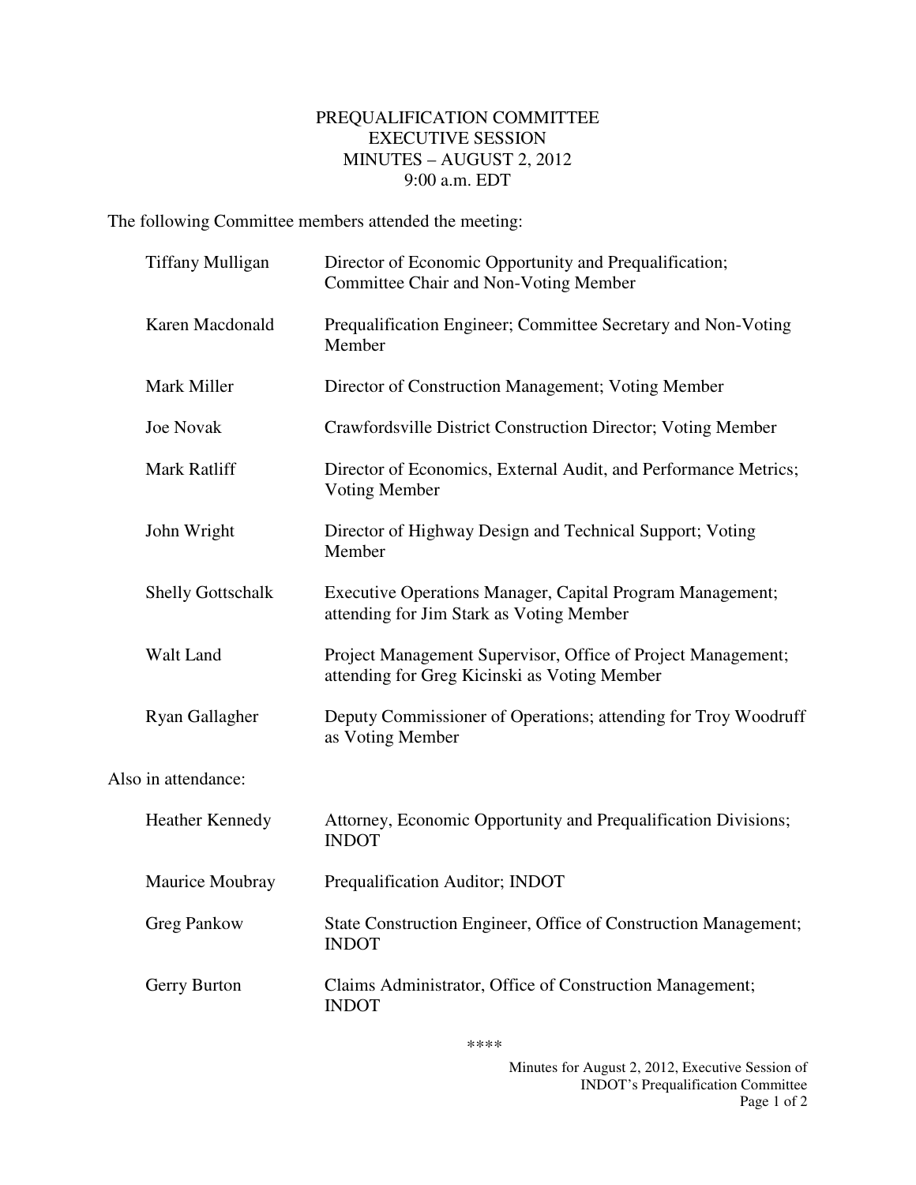# PREQUALIFICATION COMMITTEE
## EXECUTIVE SESSION
## MINUTES – AUGUST 2, 2012
## 9:00 a.m. EDT

The following Committee members attended the meeting:

| | |
|---|---|
| Tiffany Mulligan | Director of Economic Opportunity and Prequalification; Committee Chair and Non-Voting Member |
| Karen Macdonald | Prequalification Engineer; Committee Secretary and Non-Voting Member |
| Mark Miller | Director of Construction Management; Voting Member |
| Joe Novak | Crawfordsville District Construction Director; Voting Member |
| Mark Ratliff | Director of Economics, External Audit, and Performance Metrics; Voting Member |
| John Wright | Director of Highway Design and Technical Support; Voting Member |
| Shelly Gottschalk | Executive Operations Manager, Capital Program Management; attending for Jim Stark as Voting Member |
| Walt Land | Project Management Supervisor, Office of Project Management; attending for Greg Kicinski as Voting Member |
| Ryan Gallagher | Deputy Commissioner of Operations; attending for Troy Woodruff as Voting Member |

Also in attendance:

| | |
|---|---|
| Heather Kennedy | Attorney, Economic Opportunity and Prequalification Divisions; INDOT |
| Maurice Moubray | Prequalification Auditor; INDOT |
| Greg Pankow | State Construction Engineer, Office of Construction Management; INDOT |
| Gerry Burton | Claims Administrator, Office of Construction Management; INDOT |

****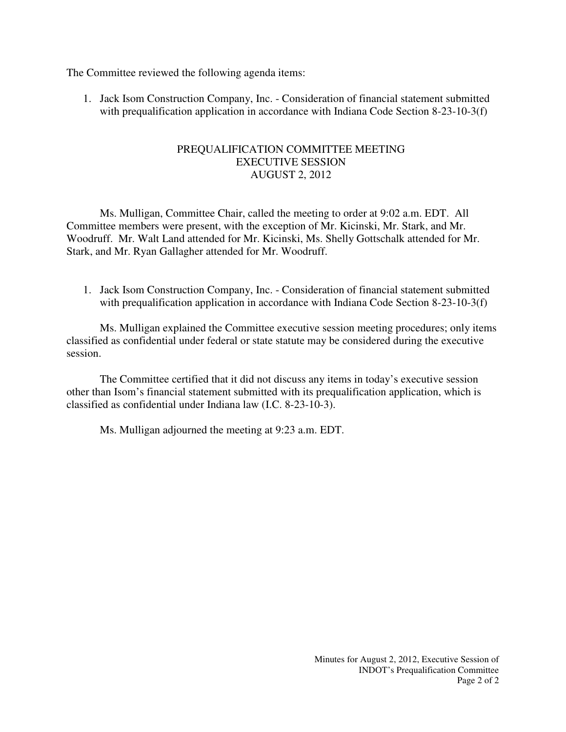The Committee reviewed the following agenda items:

1. Jack Isom Construction Company, Inc. - Consideration of financial statement submitted with prequalification application in accordance with Indiana Code Section 8-23-10-3(f)

## PREQUALIFICATION COMMITTEE MEETING
## EXECUTIVE SESSION
## AUGUST 2, 2012

Ms. Mulligan, Committee Chair, called the meeting to order at 9:02 a.m. EDT. All Committee members were present, with the exception of Mr. Kicinski, Mr. Stark, and Mr. Woodruff. Mr. Walt Land attended for Mr. Kicinski, Ms. Shelly Gottschalk attended for Mr. Stark, and Mr. Ryan Gallagher attended for Mr. Woodruff.

1. Jack Isom Construction Company, Inc. - Consideration of financial statement submitted with prequalification application in accordance with Indiana Code Section 8-23-10-3(f)

Ms. Mulligan explained the Committee executive session meeting procedures; only items classified as confidential under federal or state statute may be considered during the executive session.

The Committee certified that it did not discuss any items in today's executive session other than Isom's financial statement submitted with its prequalification application, which is classified as confidential under Indiana law (I.C. 8-23-10-3).

Ms. Mulligan adjourned the meeting at 9:23 a.m. EDT.